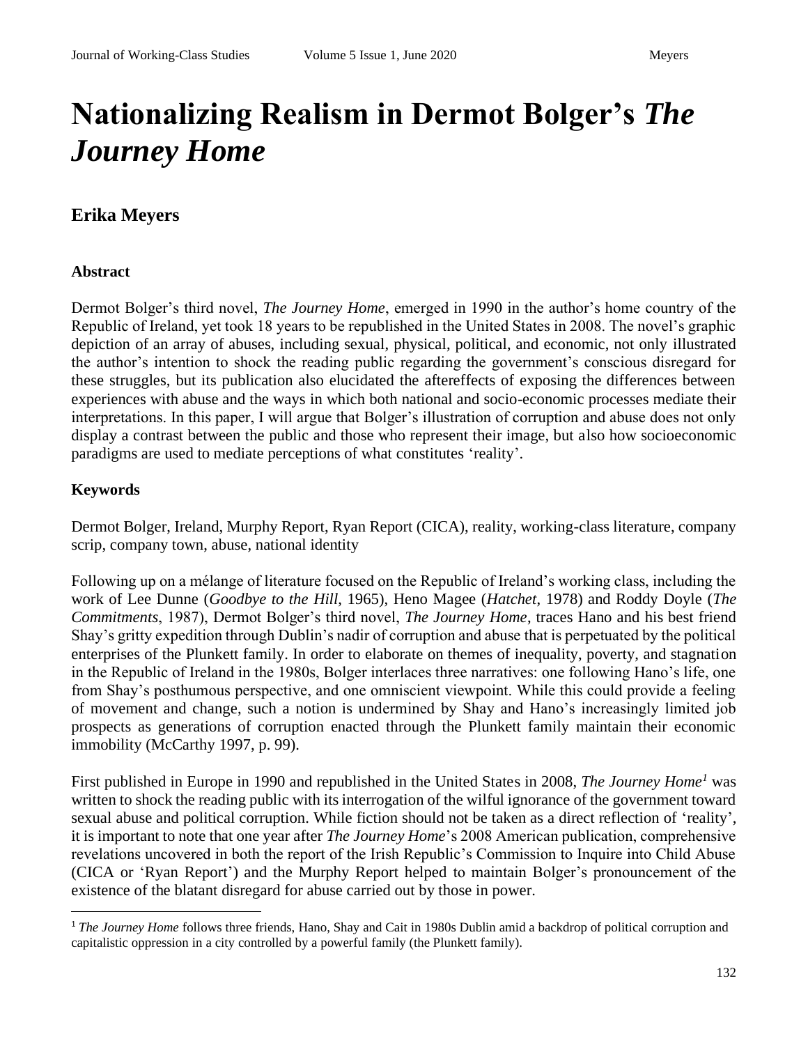# Nationalizing Realism in Dermot Bolger's *The Journey Home*

## Erika Meyers

### Abstract

Dermot Bolger's third novel, *The Journey Home*, emerged in 1990 in the author's home country of the Republic of Ireland, yet took 18 years to be republished in the United States in 2008. The novel's graphic depiction of an array of abuses, including sexual, physical, political, and economic, not only illustrated the author's intention to shock the reading public regarding the government's conscious disregard for these struggles, but its publication also elucidated the aftereffects of exposing the differences between experiences with abuse and the ways in which both national and socio-economic processes mediate their interpretations. In this paper, I will argue that Bolger's illustration of corruption and abuse does not only display a contrast between the public and those who represent their image, but also how socioeconomic paradigms are used to mediate perceptions of what constitutes 'reality'.

### Keywords

Dermot Bolger, Ireland, Murphy Report, Ryan Report (CICA), reality, working-class literature, company scrip, company town, abuse, national identity

Following up on a mélange of literature focused on the Republic of Ireland's working class, including the work of Lee Dunne (*Goodbye to the Hill*, 1965), Heno Magee (*Hatchet*, 1978) and Roddy Doyle (*The Commitments*, 1987), Dermot Bolger's third novel, *The Journey Home*, traces Hano and his best friend Shay's gritty expedition through Dublin's nadir of corruption and abuse that is perpetuated by the political enterprises of the Plunkett family. In order to elaborate on themes of inequality, poverty, and stagnation in the Republic of Ireland in the 1980s, Bolger interlaces three narratives: one following Hano's life, one from Shay's posthumous perspective, and one omniscient viewpoint. While this could provide a feeling of movement and change, such a notion is undermined by Shay and Hano's increasingly limited job prospects as generations of corruption enacted through the Plunkett family maintain their economic immobility (McCarthy 1997, p. 99).

First published in Europe in 1990 and republished in the United States in 2008, *The Journey Home*[1] was written to shock the reading public with its interrogation of the wilful ignorance of the government toward sexual abuse and political corruption. While fiction should not be taken as a direct reflection of 'reality', it is important to note that one year after *The Journey Home*'s 2008 American publication, comprehensive revelations uncovered in both the report of the Irish Republic's Commission to Inquire into Child Abuse (CICA or 'Ryan Report') and the Murphy Report helped to maintain Bolger's pronouncement of the existence of the blatant disregard for abuse carried out by those in power.

[1] *The Journey Home* follows three friends, Hano, Shay and Cait in 1980s Dublin amid a backdrop of political corruption and capitalistic oppression in a city controlled by a powerful family (the Plunkett family).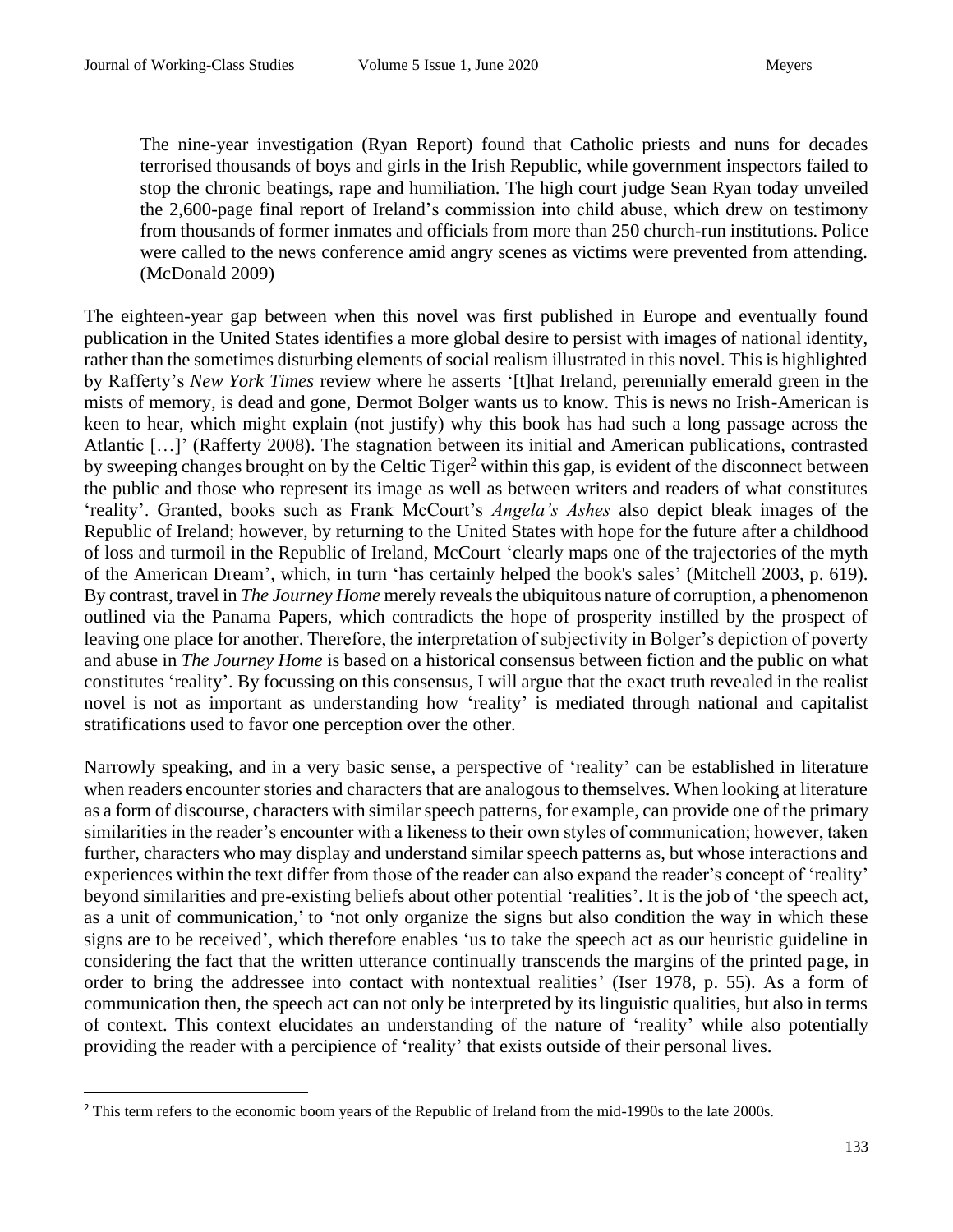> The nine-year investigation (Ryan Report) found that Catholic priests and nuns for decades terrorised thousands of boys and girls in the Irish Republic, while government inspectors failed to stop the chronic beatings, rape and humiliation. The high court judge Sean Ryan today unveiled the 2,600-page final report of Ireland's commission into child abuse, which drew on testimony from thousands of former inmates and officials from more than 250 church-run institutions. Police were called to the news conference amid angry scenes as victims were prevented from attending. (McDonald 2009)

The eighteen-year gap between when this novel was first published in Europe and eventually found publication in the United States identifies a more global desire to persist with images of national identity, rather than the sometimes disturbing elements of social realism illustrated in this novel. This is highlighted by Rafferty's *New York Times* review where he asserts '[t]hat Ireland, perennially emerald green in the mists of memory, is dead and gone, Dermot Bolger wants us to know. This is news no Irish-American is keen to hear, which might explain (not justify) why this book has had such a long passage across the Atlantic […]' (Rafferty 2008). The stagnation between its initial and American publications, contrasted by sweeping changes brought on by the Celtic Tiger[2] within this gap, is evident of the disconnect between the public and those who represent its image as well as between writers and readers of what constitutes 'reality'. Granted, books such as Frank McCourt's *Angela's Ashes* also depict bleak images of the Republic of Ireland; however, by returning to the United States with hope for the future after a childhood of loss and turmoil in the Republic of Ireland, McCourt 'clearly maps one of the trajectories of the myth of the American Dream', which, in turn 'has certainly helped the book's sales' (Mitchell 2003, p. 619). By contrast, travel in *The Journey Home* merely reveals the ubiquitous nature of corruption, a phenomenon outlined via the Panama Papers, which contradicts the hope of prosperity instilled by the prospect of leaving one place for another. Therefore, the interpretation of subjectivity in Bolger's depiction of poverty and abuse in *The Journey Home* is based on a historical consensus between fiction and the public on what constitutes 'reality'. By focussing on this consensus, I will argue that the exact truth revealed in the realist novel is not as important as understanding how 'reality' is mediated through national and capitalist stratifications used to favor one perception over the other.

Narrowly speaking, and in a very basic sense, a perspective of 'reality' can be established in literature when readers encounter stories and characters that are analogous to themselves. When looking at literature as a form of discourse, characters with similar speech patterns, for example, can provide one of the primary similarities in the reader's encounter with a likeness to their own styles of communication; however, taken further, characters who may display and understand similar speech patterns as, but whose interactions and experiences within the text differ from those of the reader can also expand the reader's concept of 'reality' beyond similarities and pre-existing beliefs about other potential 'realities'. It is the job of 'the speech act, as a unit of communication,' to 'not only organize the signs but also condition the way in which these signs are to be received', which therefore enables 'us to take the speech act as our heuristic guideline in considering the fact that the written utterance continually transcends the margins of the printed page, in order to bring the addressee into contact with nontextual realities' (Iser 1978, p. 55). As a form of communication then, the speech act can not only be interpreted by its linguistic qualities, but also in terms of context. This context elucidates an understanding of the nature of 'reality' while also potentially providing the reader with a percipience of 'reality' that exists outside of their personal lives.

[2] This term refers to the economic boom years of the Republic of Ireland from the mid-1990s to the late 2000s.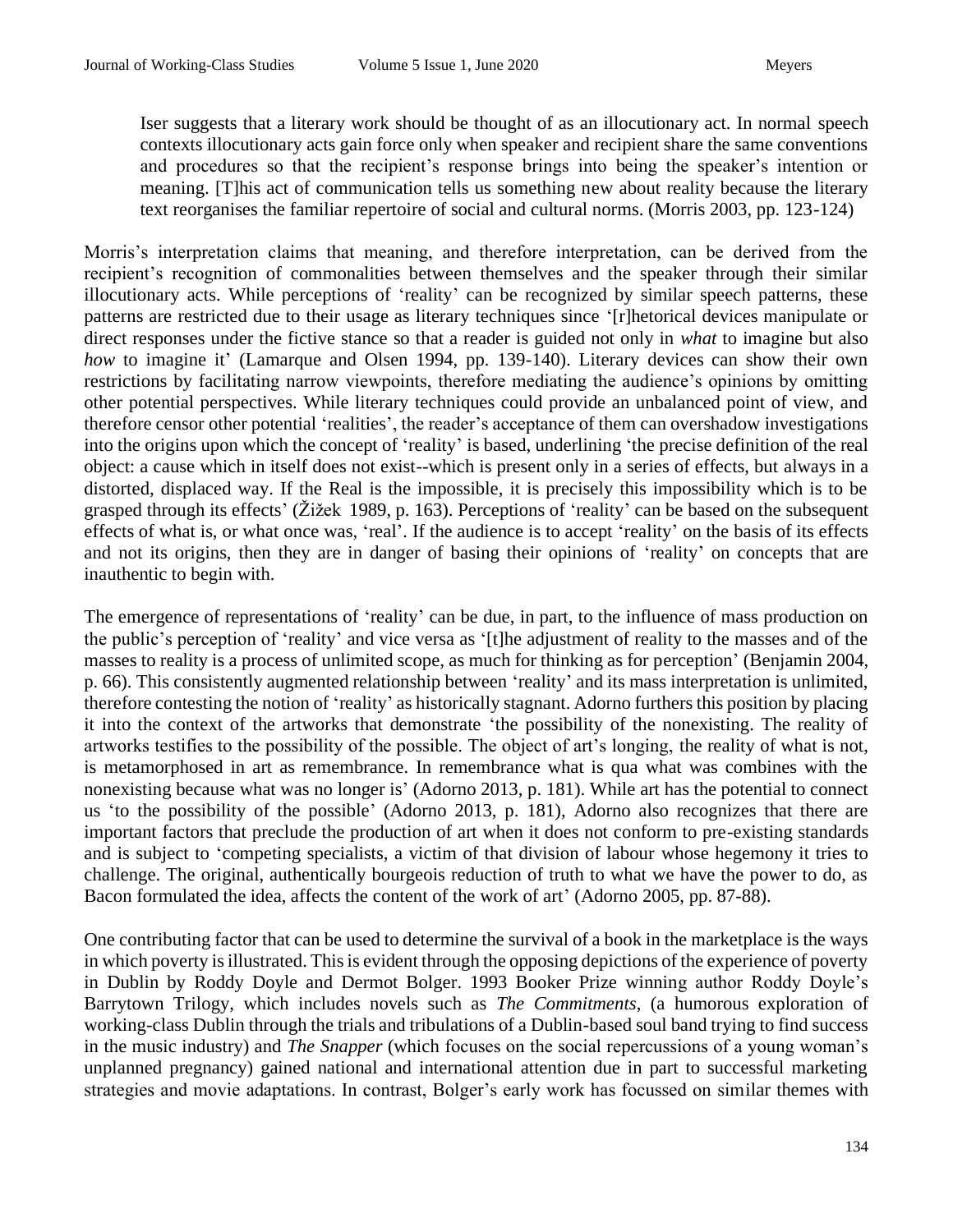> Iser suggests that a literary work should be thought of as an illocutionary act. In normal speech contexts illocutionary acts gain force only when speaker and recipient share the same conventions and procedures so that the recipient's response brings into being the speaker's intention or meaning. [T]his act of communication tells us something new about reality because the literary text reorganises the familiar repertoire of social and cultural norms. (Morris 2003, pp. 123-124)

Morris's interpretation claims that meaning, and therefore interpretation, can be derived from the recipient's recognition of commonalities between themselves and the speaker through their similar illocutionary acts. While perceptions of 'reality' can be recognized by similar speech patterns, these patterns are restricted due to their usage as literary techniques since '[r]hetorical devices manipulate or direct responses under the fictive stance so that a reader is guided not only in *what* to imagine but also *how* to imagine it' (Lamarque and Olsen 1994, pp. 139-140). Literary devices can show their own restrictions by facilitating narrow viewpoints, therefore mediating the audience's opinions by omitting other potential perspectives. While literary techniques could provide an unbalanced point of view, and therefore censor other potential 'realities', the reader's acceptance of them can overshadow investigations into the origins upon which the concept of 'reality' is based, underlining 'the precise definition of the real object: a cause which in itself does not exist--which is present only in a series of effects, but always in a distorted, displaced way. If the Real is the impossible, it is precisely this impossibility which is to be grasped through its effects' (Žižek 1989, p. 163). Perceptions of 'reality' can be based on the subsequent effects of what is, or what once was, 'real'. If the audience is to accept 'reality' on the basis of its effects and not its origins, then they are in danger of basing their opinions of 'reality' on concepts that are inauthentic to begin with.

The emergence of representations of 'reality' can be due, in part, to the influence of mass production on the public's perception of 'reality' and vice versa as '[t]he adjustment of reality to the masses and of the masses to reality is a process of unlimited scope, as much for thinking as for perception' (Benjamin 2004, p. 66). This consistently augmented relationship between 'reality' and its mass interpretation is unlimited, therefore contesting the notion of 'reality' as historically stagnant. Adorno furthers this position by placing it into the context of the artworks that demonstrate 'the possibility of the nonexisting. The reality of artworks testifies to the possibility of the possible. The object of art's longing, the reality of what is not, is metamorphosed in art as remembrance. In remembrance what is qua what was combines with the nonexisting because what was no longer is' (Adorno 2013, p. 181). While art has the potential to connect us 'to the possibility of the possible' (Adorno 2013, p. 181), Adorno also recognizes that there are important factors that preclude the production of art when it does not conform to pre-existing standards and is subject to 'competing specialists, a victim of that division of labour whose hegemony it tries to challenge. The original, authentically bourgeois reduction of truth to what we have the power to do, as Bacon formulated the idea, affects the content of the work of art' (Adorno 2005, pp. 87-88).

One contributing factor that can be used to determine the survival of a book in the marketplace is the ways in which poverty is illustrated. This is evident through the opposing depictions of the experience of poverty in Dublin by Roddy Doyle and Dermot Bolger. 1993 Booker Prize winning author Roddy Doyle's Barrytown Trilogy, which includes novels such as *The Commitments*, (a humorous exploration of working-class Dublin through the trials and tribulations of a Dublin-based soul band trying to find success in the music industry) and *The Snapper* (which focuses on the social repercussions of a young woman's unplanned pregnancy) gained national and international attention due in part to successful marketing strategies and movie adaptations. In contrast, Bolger's early work has focussed on similar themes with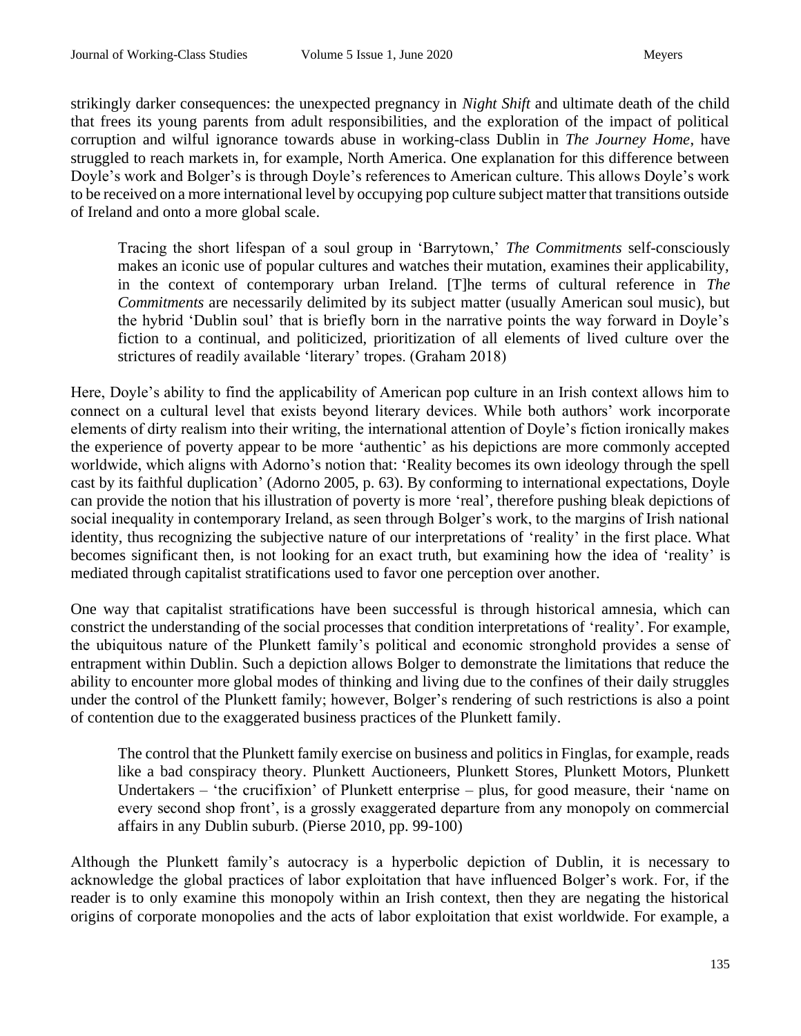strikingly darker consequences: the unexpected pregnancy in *Night Shift* and ultimate death of the child that frees its young parents from adult responsibilities, and the exploration of the impact of political corruption and wilful ignorance towards abuse in working-class Dublin in *The Journey Home*, have struggled to reach markets in, for example, North America. One explanation for this difference between Doyle's work and Bolger's is through Doyle's references to American culture. This allows Doyle's work to be received on a more international level by occupying pop culture subject matter that transitions outside of Ireland and onto a more global scale.

> Tracing the short lifespan of a soul group in 'Barrytown,' *The Commitments* self-consciously makes an iconic use of popular cultures and watches their mutation, examines their applicability, in the context of contemporary urban Ireland. [T]he terms of cultural reference in *The Commitments* are necessarily delimited by its subject matter (usually American soul music), but the hybrid 'Dublin soul' that is briefly born in the narrative points the way forward in Doyle's fiction to a continual, and politicized, prioritization of all elements of lived culture over the strictures of readily available 'literary' tropes. (Graham 2018)

Here, Doyle's ability to find the applicability of American pop culture in an Irish context allows him to connect on a cultural level that exists beyond literary devices. While both authors' work incorporate elements of dirty realism into their writing, the international attention of Doyle's fiction ironically makes the experience of poverty appear to be more 'authentic' as his depictions are more commonly accepted worldwide, which aligns with Adorno's notion that: 'Reality becomes its own ideology through the spell cast by its faithful duplication' (Adorno 2005, p. 63). By conforming to international expectations, Doyle can provide the notion that his illustration of poverty is more 'real', therefore pushing bleak depictions of social inequality in contemporary Ireland, as seen through Bolger's work, to the margins of Irish national identity, thus recognizing the subjective nature of our interpretations of 'reality' in the first place. What becomes significant then, is not looking for an exact truth, but examining how the idea of 'reality' is mediated through capitalist stratifications used to favor one perception over another.

One way that capitalist stratifications have been successful is through historical amnesia, which can constrict the understanding of the social processes that condition interpretations of 'reality'. For example, the ubiquitous nature of the Plunkett family's political and economic stronghold provides a sense of entrapment within Dublin. Such a depiction allows Bolger to demonstrate the limitations that reduce the ability to encounter more global modes of thinking and living due to the confines of their daily struggles under the control of the Plunkett family; however, Bolger's rendering of such restrictions is also a point of contention due to the exaggerated business practices of the Plunkett family.

> The control that the Plunkett family exercise on business and politics in Finglas, for example, reads like a bad conspiracy theory. Plunkett Auctioneers, Plunkett Stores, Plunkett Motors, Plunkett Undertakers – 'the crucifixion' of Plunkett enterprise – plus, for good measure, their 'name on every second shop front', is a grossly exaggerated departure from any monopoly on commercial affairs in any Dublin suburb. (Pierse 2010, pp. 99-100)

Although the Plunkett family's autocracy is a hyperbolic depiction of Dublin, it is necessary to acknowledge the global practices of labor exploitation that have influenced Bolger's work. For, if the reader is to only examine this monopoly within an Irish context, then they are negating the historical origins of corporate monopolies and the acts of labor exploitation that exist worldwide. For example, a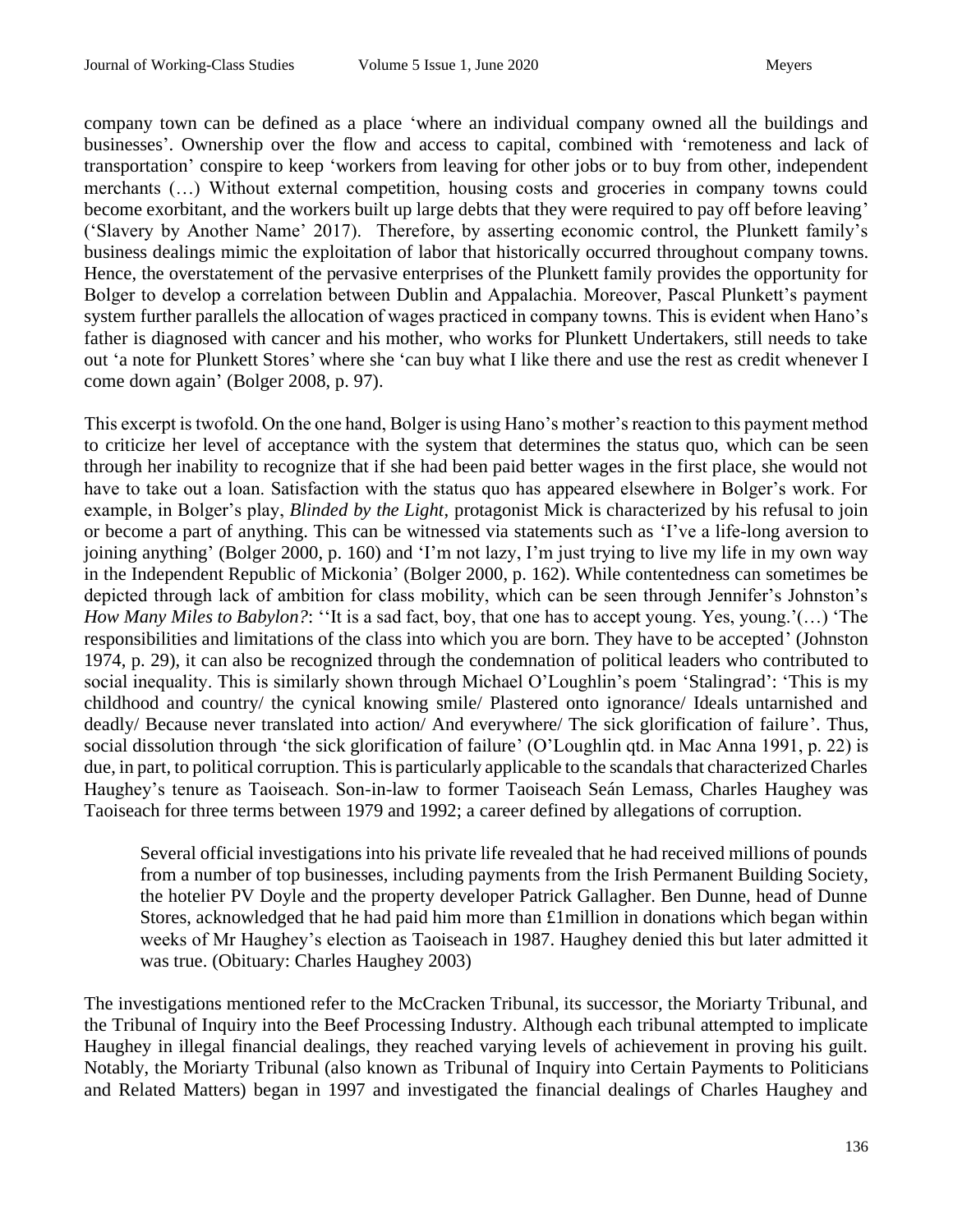company town can be defined as a place 'where an individual company owned all the buildings and businesses'. Ownership over the flow and access to capital, combined with 'remoteness and lack of transportation' conspire to keep 'workers from leaving for other jobs or to buy from other, independent merchants (…) Without external competition, housing costs and groceries in company towns could become exorbitant, and the workers built up large debts that they were required to pay off before leaving' ('Slavery by Another Name' 2017). Therefore, by asserting economic control, the Plunkett family's business dealings mimic the exploitation of labor that historically occurred throughout company towns. Hence, the overstatement of the pervasive enterprises of the Plunkett family provides the opportunity for Bolger to develop a correlation between Dublin and Appalachia. Moreover, Pascal Plunkett's payment system further parallels the allocation of wages practiced in company towns. This is evident when Hano's father is diagnosed with cancer and his mother, who works for Plunkett Undertakers, still needs to take out 'a note for Plunkett Stores' where she 'can buy what I like there and use the rest as credit whenever I come down again' (Bolger 2008, p. 97).

This excerpt is twofold. On the one hand, Bolger is using Hano's mother's reaction to this payment method to criticize her level of acceptance with the system that determines the status quo, which can be seen through her inability to recognize that if she had been paid better wages in the first place, she would not have to take out a loan. Satisfaction with the status quo has appeared elsewhere in Bolger's work. For example, in Bolger's play, *Blinded by the Light*, protagonist Mick is characterized by his refusal to join or become a part of anything. This can be witnessed via statements such as 'I've a life-long aversion to joining anything' (Bolger 2000, p. 160) and 'I'm not lazy, I'm just trying to live my life in my own way in the Independent Republic of Mickonia' (Bolger 2000, p. 162). While contentedness can sometimes be depicted through lack of ambition for class mobility, which can be seen through Jennifer's Johnston's *How Many Miles to Babylon?*: ''It is a sad fact, boy, that one has to accept young. Yes, young.'(…) 'The responsibilities and limitations of the class into which you are born. They have to be accepted' (Johnston 1974, p. 29), it can also be recognized through the condemnation of political leaders who contributed to social inequality. This is similarly shown through Michael O'Loughlin's poem 'Stalingrad': 'This is my childhood and country/ the cynical knowing smile/ Plastered onto ignorance/ Ideals untarnished and deadly/ Because never translated into action/ And everywhere/ The sick glorification of failure'. Thus, social dissolution through 'the sick glorification of failure' (O'Loughlin qtd. in Mac Anna 1991, p. 22) is due, in part, to political corruption. This is particularly applicable to the scandals that characterized Charles Haughey's tenure as Taoiseach. Son-in-law to former Taoiseach Seán Lemass, Charles Haughey was Taoiseach for three terms between 1979 and 1992; a career defined by allegations of corruption.

> Several official investigations into his private life revealed that he had received millions of pounds from a number of top businesses, including payments from the Irish Permanent Building Society, the hotelier PV Doyle and the property developer Patrick Gallagher. Ben Dunne, head of Dunne Stores, acknowledged that he had paid him more than £1million in donations which began within weeks of Mr Haughey's election as Taoiseach in 1987. Haughey denied this but later admitted it was true. (Obituary: Charles Haughey 2003)

The investigations mentioned refer to the McCracken Tribunal, its successor, the Moriarty Tribunal, and the Tribunal of Inquiry into the Beef Processing Industry. Although each tribunal attempted to implicate Haughey in illegal financial dealings, they reached varying levels of achievement in proving his guilt. Notably, the Moriarty Tribunal (also known as Tribunal of Inquiry into Certain Payments to Politicians and Related Matters) began in 1997 and investigated the financial dealings of Charles Haughey and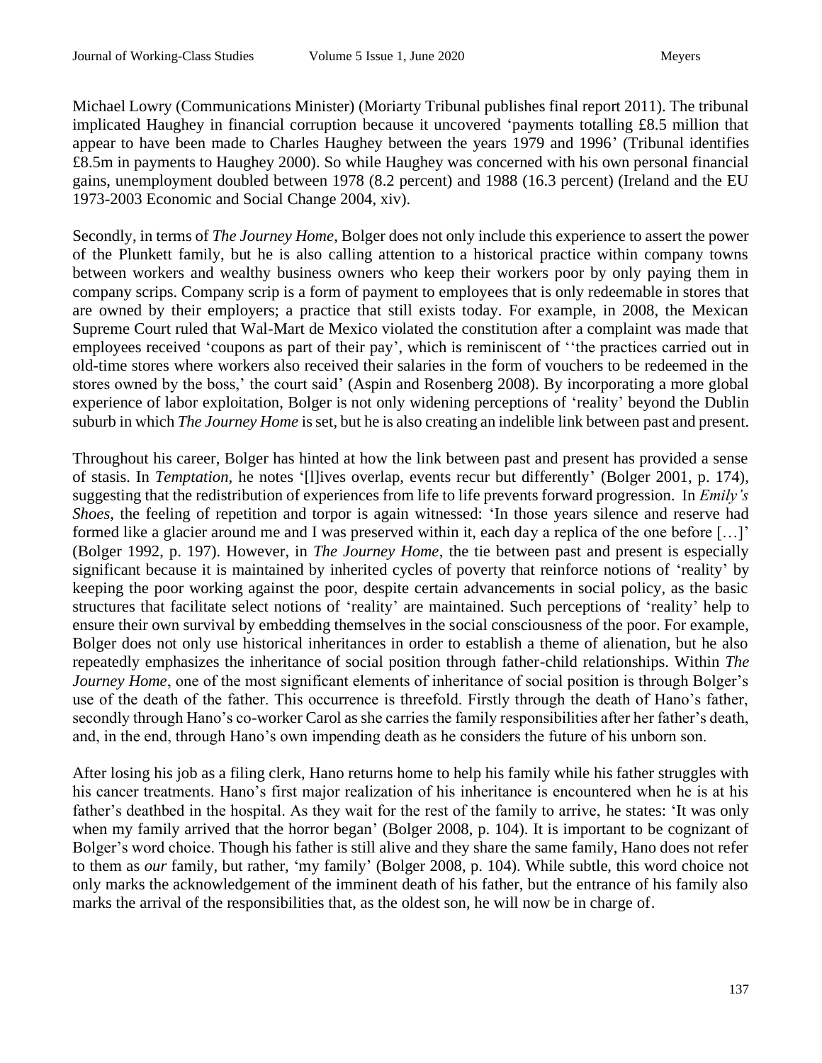Michael Lowry (Communications Minister) (Moriarty Tribunal publishes final report 2011). The tribunal implicated Haughey in financial corruption because it uncovered 'payments totalling £8.5 million that appear to have been made to Charles Haughey between the years 1979 and 1996' (Tribunal identifies £8.5m in payments to Haughey 2000). So while Haughey was concerned with his own personal financial gains, unemployment doubled between 1978 (8.2 percent) and 1988 (16.3 percent) (Ireland and the EU 1973-2003 Economic and Social Change 2004, xiv).

Secondly, in terms of *The Journey Home*, Bolger does not only include this experience to assert the power of the Plunkett family, but he is also calling attention to a historical practice within company towns between workers and wealthy business owners who keep their workers poor by only paying them in company scrips. Company scrip is a form of payment to employees that is only redeemable in stores that are owned by their employers; a practice that still exists today. For example, in 2008, the Mexican Supreme Court ruled that Wal-Mart de Mexico violated the constitution after a complaint was made that employees received 'coupons as part of their pay', which is reminiscent of ''the practices carried out in old-time stores where workers also received their salaries in the form of vouchers to be redeemed in the stores owned by the boss,' the court said' (Aspin and Rosenberg 2008). By incorporating a more global experience of labor exploitation, Bolger is not only widening perceptions of 'reality' beyond the Dublin suburb in which *The Journey Home* is set, but he is also creating an indelible link between past and present.

Throughout his career, Bolger has hinted at how the link between past and present has provided a sense of stasis. In *Temptation*, he notes '[l]ives overlap, events recur but differently' (Bolger 2001, p. 174), suggesting that the redistribution of experiences from life to life prevents forward progression. In *Emily's Shoes*, the feeling of repetition and torpor is again witnessed: 'In those years silence and reserve had formed like a glacier around me and I was preserved within it, each day a replica of the one before […]' (Bolger 1992, p. 197). However, in *The Journey Home*, the tie between past and present is especially significant because it is maintained by inherited cycles of poverty that reinforce notions of 'reality' by keeping the poor working against the poor, despite certain advancements in social policy, as the basic structures that facilitate select notions of 'reality' are maintained. Such perceptions of 'reality' help to ensure their own survival by embedding themselves in the social consciousness of the poor. For example, Bolger does not only use historical inheritances in order to establish a theme of alienation, but he also repeatedly emphasizes the inheritance of social position through father-child relationships. Within *The Journey Home*, one of the most significant elements of inheritance of social position is through Bolger's use of the death of the father. This occurrence is threefold. Firstly through the death of Hano's father, secondly through Hano's co-worker Carol as she carries the family responsibilities after her father's death, and, in the end, through Hano's own impending death as he considers the future of his unborn son.

After losing his job as a filing clerk, Hano returns home to help his family while his father struggles with his cancer treatments. Hano's first major realization of his inheritance is encountered when he is at his father's deathbed in the hospital. As they wait for the rest of the family to arrive, he states: 'It was only when my family arrived that the horror began' (Bolger 2008, p. 104). It is important to be cognizant of Bolger's word choice. Though his father is still alive and they share the same family, Hano does not refer to them as *our* family, but rather, 'my family' (Bolger 2008, p. 104). While subtle, this word choice not only marks the acknowledgement of the imminent death of his father, but the entrance of his family also marks the arrival of the responsibilities that, as the oldest son, he will now be in charge of.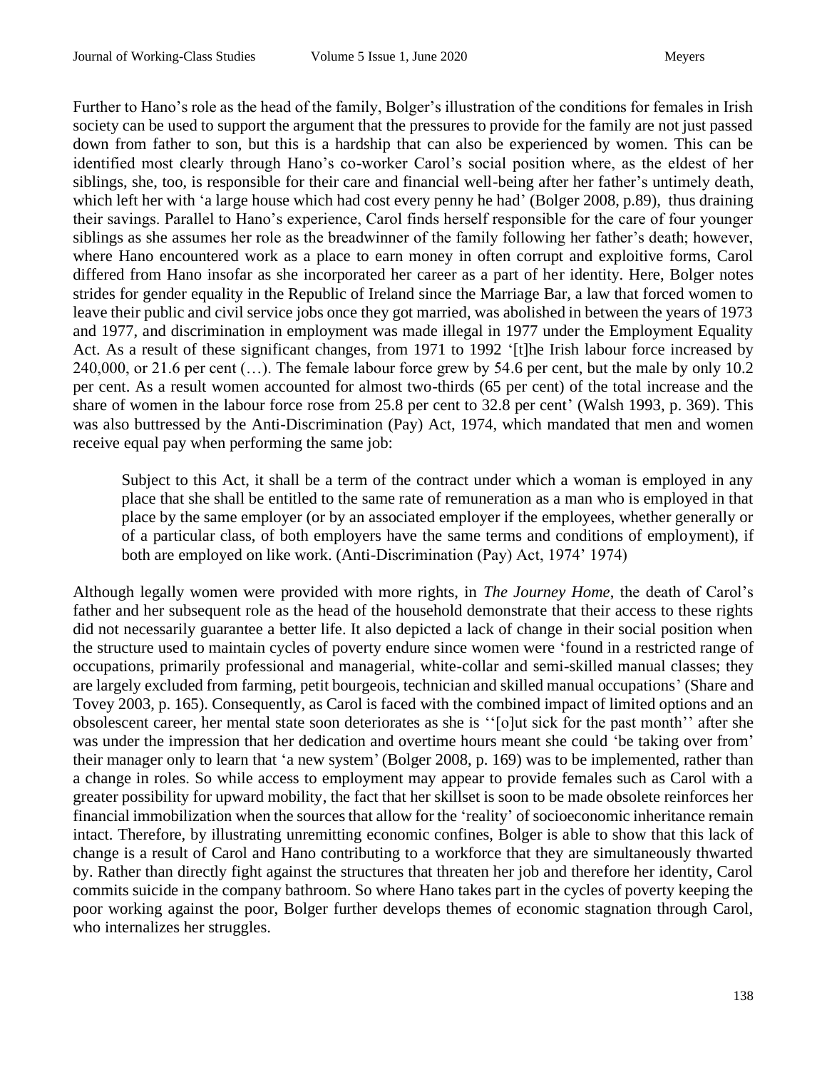Further to Hano's role as the head of the family, Bolger's illustration of the conditions for females in Irish society can be used to support the argument that the pressures to provide for the family are not just passed down from father to son, but this is a hardship that can also be experienced by women. This can be identified most clearly through Hano's co-worker Carol's social position where, as the eldest of her siblings, she, too, is responsible for their care and financial well-being after her father's untimely death, which left her with 'a large house which had cost every penny he had' (Bolger 2008, p.89), thus draining their savings. Parallel to Hano's experience, Carol finds herself responsible for the care of four younger siblings as she assumes her role as the breadwinner of the family following her father's death; however, where Hano encountered work as a place to earn money in often corrupt and exploitive forms, Carol differed from Hano insofar as she incorporated her career as a part of her identity. Here, Bolger notes strides for gender equality in the Republic of Ireland since the Marriage Bar, a law that forced women to leave their public and civil service jobs once they got married, was abolished in between the years of 1973 and 1977, and discrimination in employment was made illegal in 1977 under the Employment Equality Act. As a result of these significant changes, from 1971 to 1992 '[t]he Irish labour force increased by 240,000, or 21.6 per cent (…). The female labour force grew by 54.6 per cent, but the male by only 10.2 per cent. As a result women accounted for almost two-thirds (65 per cent) of the total increase and the share of women in the labour force rose from 25.8 per cent to 32.8 per cent' (Walsh 1993, p. 369). This was also buttressed by the Anti-Discrimination (Pay) Act, 1974, which mandated that men and women receive equal pay when performing the same job:

> Subject to this Act, it shall be a term of the contract under which a woman is employed in any place that she shall be entitled to the same rate of remuneration as a man who is employed in that place by the same employer (or by an associated employer if the employees, whether generally or of a particular class, of both employers have the same terms and conditions of employment), if both are employed on like work. (Anti-Discrimination (Pay) Act, 1974' 1974)

Although legally women were provided with more rights, in *The Journey Home*, the death of Carol's father and her subsequent role as the head of the household demonstrate that their access to these rights did not necessarily guarantee a better life. It also depicted a lack of change in their social position when the structure used to maintain cycles of poverty endure since women were 'found in a restricted range of occupations, primarily professional and managerial, white-collar and semi-skilled manual classes; they are largely excluded from farming, petit bourgeois, technician and skilled manual occupations' (Share and Tovey 2003, p. 165). Consequently, as Carol is faced with the combined impact of limited options and an obsolescent career, her mental state soon deteriorates as she is ''[o]ut sick for the past month'' after she was under the impression that her dedication and overtime hours meant she could 'be taking over from' their manager only to learn that 'a new system' (Bolger 2008, p. 169) was to be implemented, rather than a change in roles. So while access to employment may appear to provide females such as Carol with a greater possibility for upward mobility, the fact that her skillset is soon to be made obsolete reinforces her financial immobilization when the sources that allow for the 'reality' of socioeconomic inheritance remain intact. Therefore, by illustrating unremitting economic confines, Bolger is able to show that this lack of change is a result of Carol and Hano contributing to a workforce that they are simultaneously thwarted by. Rather than directly fight against the structures that threaten her job and therefore her identity, Carol commits suicide in the company bathroom. So where Hano takes part in the cycles of poverty keeping the poor working against the poor, Bolger further develops themes of economic stagnation through Carol, who internalizes her struggles.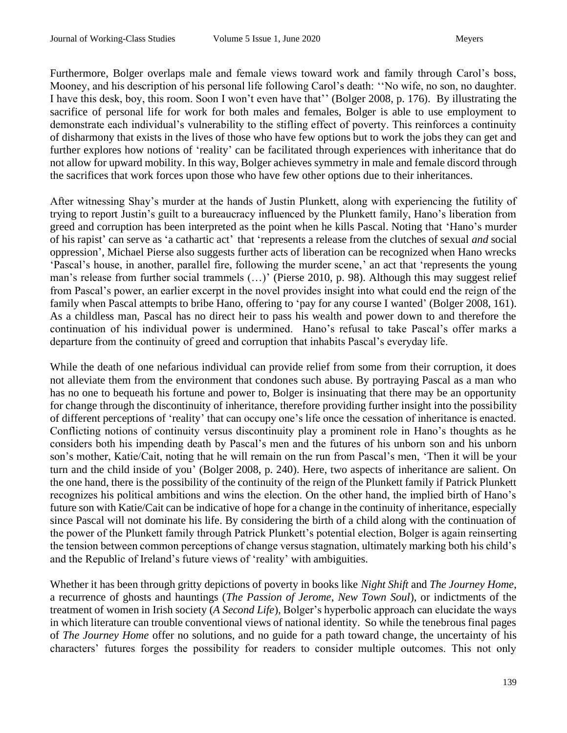Furthermore, Bolger overlaps male and female views toward work and family through Carol's boss, Mooney, and his description of his personal life following Carol's death: ''No wife, no son, no daughter. I have this desk, boy, this room. Soon I won't even have that'' (Bolger 2008, p. 176). By illustrating the sacrifice of personal life for work for both males and females, Bolger is able to use employment to demonstrate each individual's vulnerability to the stifling effect of poverty. This reinforces a continuity of disharmony that exists in the lives of those who have few options but to work the jobs they can get and further explores how notions of 'reality' can be facilitated through experiences with inheritance that do not allow for upward mobility. In this way, Bolger achieves symmetry in male and female discord through the sacrifices that work forces upon those who have few other options due to their inheritances.

After witnessing Shay's murder at the hands of Justin Plunkett, along with experiencing the futility of trying to report Justin's guilt to a bureaucracy influenced by the Plunkett family, Hano's liberation from greed and corruption has been interpreted as the point when he kills Pascal. Noting that 'Hano's murder of his rapist' can serve as 'a cathartic act' that 'represents a release from the clutches of sexual *and* social oppression', Michael Pierse also suggests further acts of liberation can be recognized when Hano wrecks 'Pascal's house, in another, parallel fire, following the murder scene,' an act that 'represents the young man's release from further social trammels (…)' (Pierse 2010, p. 98). Although this may suggest relief from Pascal's power, an earlier excerpt in the novel provides insight into what could end the reign of the family when Pascal attempts to bribe Hano, offering to 'pay for any course I wanted' (Bolger 2008, 161). As a childless man, Pascal has no direct heir to pass his wealth and power down to and therefore the continuation of his individual power is undermined. Hano's refusal to take Pascal's offer marks a departure from the continuity of greed and corruption that inhabits Pascal's everyday life.

While the death of one nefarious individual can provide relief from some from their corruption, it does not alleviate them from the environment that condones such abuse. By portraying Pascal as a man who has no one to bequeath his fortune and power to, Bolger is insinuating that there may be an opportunity for change through the discontinuity of inheritance, therefore providing further insight into the possibility of different perceptions of 'reality' that can occupy one's life once the cessation of inheritance is enacted. Conflicting notions of continuity versus discontinuity play a prominent role in Hano's thoughts as he considers both his impending death by Pascal's men and the futures of his unborn son and his unborn son's mother, Katie/Cait, noting that he will remain on the run from Pascal's men, 'Then it will be your turn and the child inside of you' (Bolger 2008, p. 240). Here, two aspects of inheritance are salient. On the one hand, there is the possibility of the continuity of the reign of the Plunkett family if Patrick Plunkett recognizes his political ambitions and wins the election. On the other hand, the implied birth of Hano's future son with Katie/Cait can be indicative of hope for a change in the continuity of inheritance, especially since Pascal will not dominate his life. By considering the birth of a child along with the continuation of the power of the Plunkett family through Patrick Plunkett's potential election, Bolger is again reinserting the tension between common perceptions of change versus stagnation, ultimately marking both his child's and the Republic of Ireland's future views of 'reality' with ambiguities.

Whether it has been through gritty depictions of poverty in books like *Night Shift* and *The Journey Home*, a recurrence of ghosts and hauntings (*The Passion of Jerome*, *New Town Soul*), or indictments of the treatment of women in Irish society (*A Second Life*), Bolger's hyperbolic approach can elucidate the ways in which literature can trouble conventional views of national identity. So while the tenebrous final pages of *The Journey Home* offer no solutions, and no guide for a path toward change, the uncertainty of his characters' futures forges the possibility for readers to consider multiple outcomes. This not only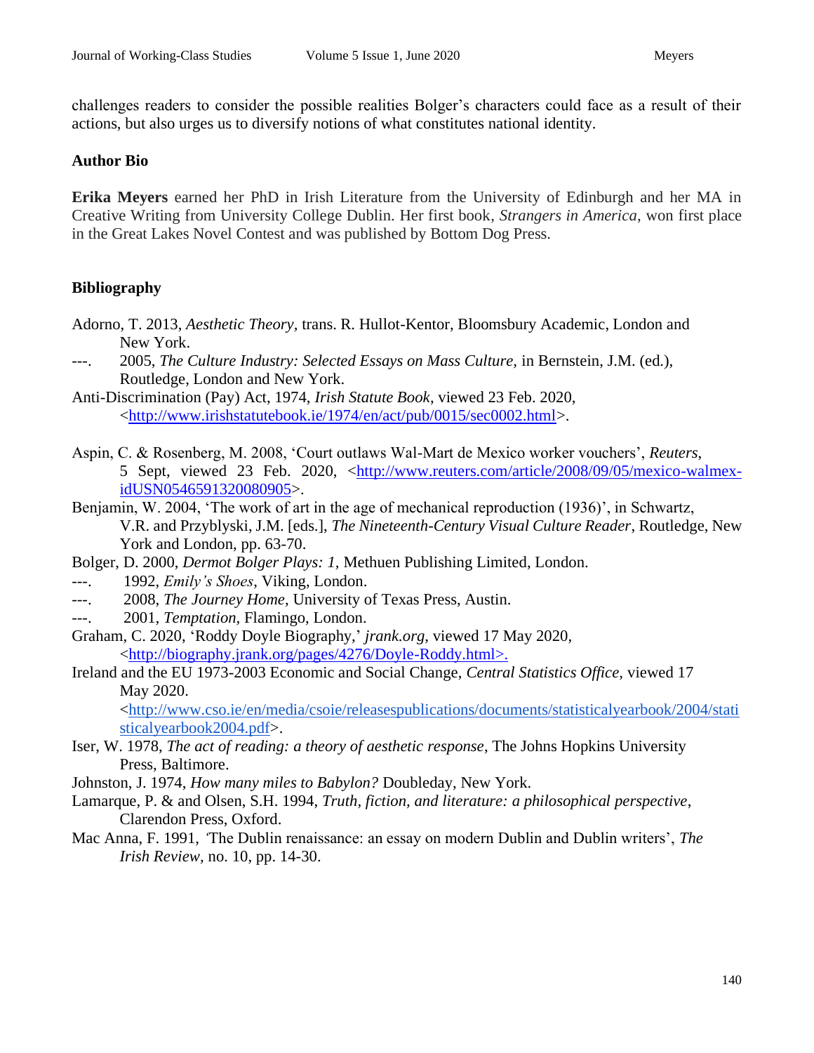challenges readers to consider the possible realities Bolger's characters could face as a result of their actions, but also urges us to diversify notions of what constitutes national identity.

**Author Bio**

**Erika Meyers** earned her PhD in Irish Literature from the University of Edinburgh and her MA in Creative Writing from University College Dublin. Her first book, *Strangers in America*, won first place in the Great Lakes Novel Contest and was published by Bottom Dog Press.

**Bibliography**

Adorno, T. 2013, *Aesthetic Theory*, trans. R. Hullot-Kentor, Bloomsbury Academic, London and New York.

---. 2005, *The Culture Industry: Selected Essays on Mass Culture,* in Bernstein, J.M. (ed.), Routledge, London and New York.

Anti-Discrimination (Pay) Act, 1974, *Irish Statute Book*, viewed 23 Feb. 2020, <http://www.irishstatutebook.ie/1974/en/act/pub/0015/sec0002.html>.

Aspin, C. & Rosenberg, M. 2008, 'Court outlaws Wal-Mart de Mexico worker vouchers', *Reuters*, 5 Sept, viewed 23 Feb. 2020, <http://www.reuters.com/article/2008/09/05/mexico-walmex-idUSN0546591320080905>.

Benjamin, W. 2004, 'The work of art in the age of mechanical reproduction (1936)', in Schwartz, V.R. and Przyblyski, J.M. [eds.], *The Nineteenth-Century Visual Culture Reader*, Routledge, New York and London, pp. 63-70.

Bolger, D. 2000, *Dermot Bolger Plays: 1,* Methuen Publishing Limited, London.

---. 1992, *Emily's Shoes*, Viking, London.

---. 2008, *The Journey Home*, University of Texas Press, Austin.

---. 2001, *Temptation*, Flamingo, London.

Graham, C. 2020, 'Roddy Doyle Biography,' *jrank.org*, viewed 17 May 2020, <http://biography.jrank.org/pages/4276/Doyle-Roddy.html>.

Ireland and the EU 1973-2003 Economic and Social Change, *Central Statistics Office,* viewed 17 May 2020. <http://www.cso.ie/en/media/csoie/releasespublications/documents/statisticalyearbook/2004/statisticalyearbook2004.pdf>.

Iser, W. 1978, *The act of reading: a theory of aesthetic response*, The Johns Hopkins University Press, Baltimore.

Johnston, J. 1974, *How many miles to Babylon?* Doubleday, New York.

Lamarque, P. & and Olsen, S.H. 1994, *Truth, fiction, and literature: a philosophical perspective*, Clarendon Press, Oxford.

Mac Anna, F. 1991, 'The Dublin renaissance: an essay on modern Dublin and Dublin writers', *The Irish Review*, no. 10, pp. 14-30.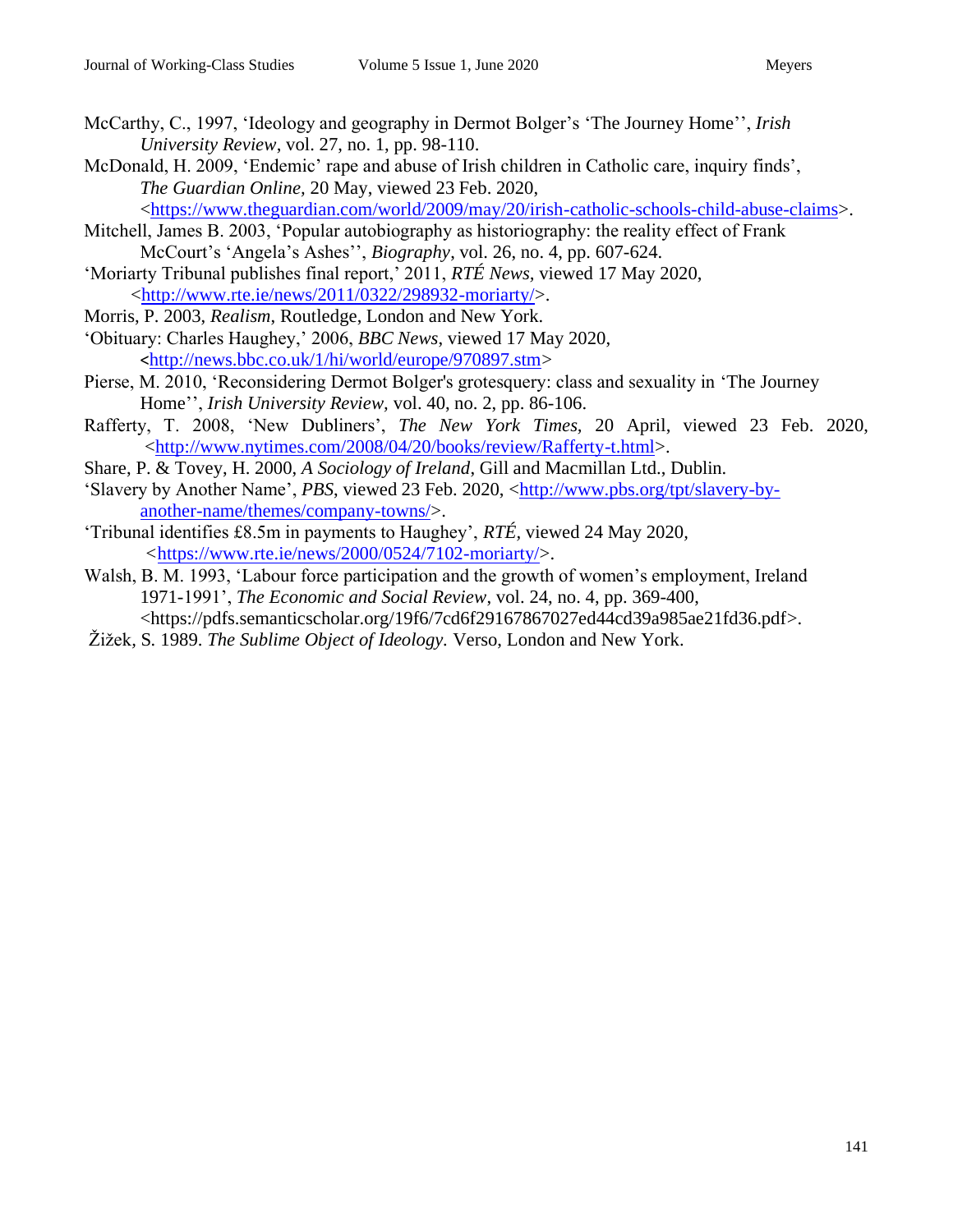McCarthy, C., 1997, 'Ideology and geography in Dermot Bolger's 'The Journey Home'', *Irish University Review*, vol. 27, no. 1, pp. 98-110.

McDonald, H. 2009, 'Endemic' rape and abuse of Irish children in Catholic care, inquiry finds', *The Guardian Online*, 20 May, viewed 23 Feb. 2020, <https://www.theguardian.com/world/2009/may/20/irish-catholic-schools-child-abuse-claims>.

Mitchell, James B. 2003, 'Popular autobiography as historiography: the reality effect of Frank McCourt's 'Angela's Ashes'', *Biography*, vol. 26, no. 4, pp. 607-624.

'Moriarty Tribunal publishes final report,' 2011, *RTÉ News*, viewed 17 May 2020, <http://www.rte.ie/news/2011/0322/298932-moriarty/>.

Morris, P. 2003, *Realism*, Routledge, London and New York.

'Obituary: Charles Haughey,' 2006, *BBC News*, viewed 17 May 2020, <http://news.bbc.co.uk/1/hi/world/europe/970897.stm>

Pierse, M. 2010, 'Reconsidering Dermot Bolger's grotesquery: class and sexuality in 'The Journey Home'', *Irish University Review*, vol. 40, no. 2, pp. 86-106.

Rafferty, T. 2008, 'New Dubliners', *The New York Times*, 20 April, viewed 23 Feb. 2020, <http://www.nytimes.com/2008/04/20/books/review/Rafferty-t.html>.

Share, P. & Tovey, H. 2000, *A Sociology of Ireland*, Gill and Macmillan Ltd., Dublin.

'Slavery by Another Name', *PBS*, viewed 23 Feb. 2020, <http://www.pbs.org/tpt/slavery-by-another-name/themes/company-towns/>.

'Tribunal identifies £8.5m in payments to Haughey', *RTÉ*, viewed 24 May 2020, <https://www.rte.ie/news/2000/0524/7102-moriarty/>.

Walsh, B. M. 1993, 'Labour force participation and the growth of women's employment, Ireland 1971-1991', *The Economic and Social Review*, vol. 24, no. 4, pp. 369-400, <https://pdfs.semanticscholar.org/19f6/7cd6f29167867027ed44cd39a985ae21fd36.pdf>.

Žižek, S. 1989. *The Sublime Object of Ideology.* Verso, London and New York.